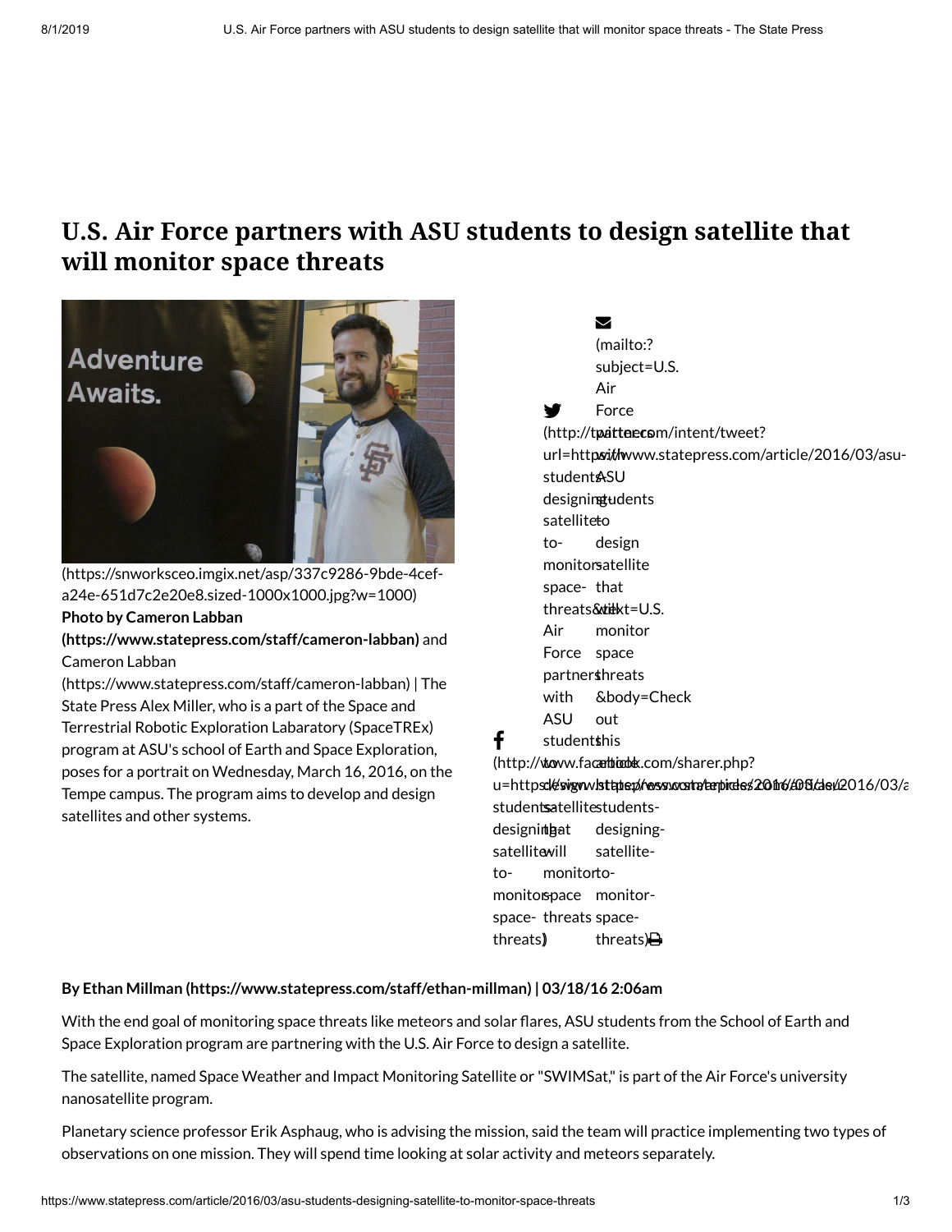# U.S. Air Force partners with ASU students to design satellite that will monitor space threats

(https://snworksceo.imgix.net/asp/337c9286-9bde-4cef-a24e-651d7c2e20e8.sized-1000x1000.jpg?w=1000)

**Photo by Cameron Labban (https://www.statepress.com/staff/cameron-labban)** and Cameron Labban (https://www.statepress.com/staff/cameron-labban) | The State Press Alex Miller, who is a part of the Space and Terrestrial Robotic Exploration Labaratory (SpaceTREx) program at ASU's school of Earth and Space Exploration, poses for a portrait on Wednesday, March 16, 2016, on the Tempe campus. The program aims to develop and design satellites and other systems.

**By Ethan Millman (https://www.statepress.com/staff/ethan-millman) | 03/18/16 2:06am**

With the end goal of monitoring space threats like meteors and solar flares, ASU students from the School of Earth and Space Exploration program are partnering with the U.S. Air Force to design a satellite.

The satellite, named Space Weather and Impact Monitoring Satellite or "SWIMSat," is part of the Air Force's university nanosatellite program.

Planetary science professor Erik Asphaug, who is advising the mission, said the team will practice implementing two types of observations on one mission. They will spend time looking at solar activity and meteors separately.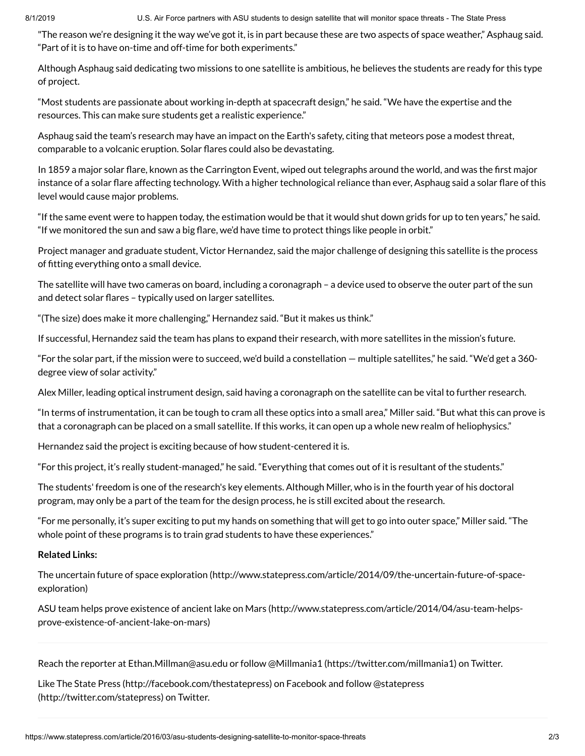"The reason we're designing it the way we've got it, is in part because these are two aspects of space weather," Asphaug said. "Part of it is to have on-time and off-time for both experiments."

Although Asphaug said dedicating two missions to one satellite is ambitious, he believes the students are ready for this type of project.

"Most students are passionate about working in-depth at spacecraft design," he said. "We have the expertise and the resources. This can make sure students get a realistic experience."

Asphaug said the team's research may have an impact on the Earth's safety, citing that meteors pose a modest threat, comparable to a volcanic eruption. Solar flares could also be devastating.

In 1859 a major solar flare, known as the Carrington Event, wiped out telegraphs around the world, and was the first major instance of a solar flare affecting technology. With a higher technological reliance than ever, Asphaug said a solar flare of this level would cause major problems.

"If the same event were to happen today, the estimation would be that it would shut down grids for up to ten years," he said. "If we monitored the sun and saw a big flare, we'd have time to protect things like people in orbit."

Project manager and graduate student, Victor Hernandez, said the major challenge of designing this satellite is the process of fitting everything onto a small device.

The satellite will have two cameras on board, including a coronagraph – a device used to observe the outer part of the sun and detect solar flares – typically used on larger satellites.

"(The size) does make it more challenging," Hernandez said. "But it makes us think."

If successful, Hernandez said the team has plans to expand their research, with more satellites in the mission's future.

"For the solar part, if the mission were to succeed, we'd build a constellation — multiple satellites," he said. "We'd get a 360-degree view of solar activity."

Alex Miller, leading optical instrument design, said having a coronagraph on the satellite can be vital to further research.

"In terms of instrumentation, it can be tough to cram all these optics into a small area," Miller said. "But what this can prove is that a coronagraph can be placed on a small satellite. If this works, it can open up a whole new realm of heliophysics."

Hernandez said the project is exciting because of how student-centered it is.

"For this project, it's really student-managed," he said. "Everything that comes out of it is resultant of the students."

The students' freedom is one of the research's key elements. Although Miller, who is in the fourth year of his doctoral program, may only be a part of the team for the design process, he is still excited about the research.

"For me personally, it's super exciting to put my hands on something that will get to go into outer space," Miller said. "The whole point of these programs is to train grad students to have these experiences."

**Related Links:**

The uncertain future of space exploration (http://www.statepress.com/article/2014/09/the-uncertain-future-of-space-exploration)

ASU team helps prove existence of ancient lake on Mars (http://www.statepress.com/article/2014/04/asu-team-helps-prove-existence-of-ancient-lake-on-mars)

---

Reach the reporter at Ethan.Millman@asu.edu or follow @Millmania1 (https://twitter.com/millmania1) on Twitter.

Like The State Press (http://facebook.com/thestatepress) on Facebook and follow @statepress (http://twitter.com/statepress) on Twitter.

---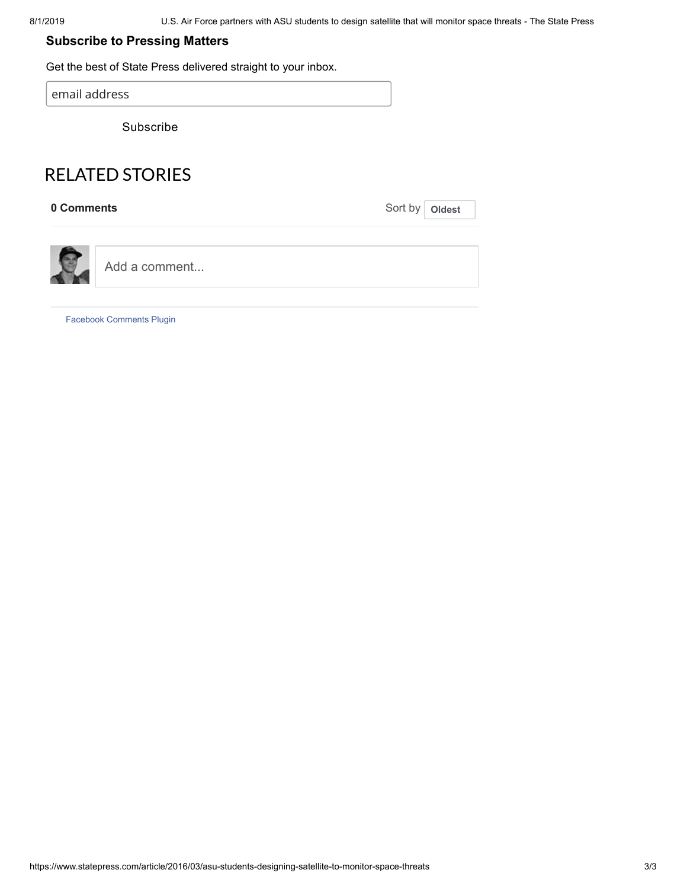**Subscribe to Pressing Matters**

Get the best of State Press delivered straight to your inbox.

email address

Subscribe

## RELATED STORIES

**0 Comments**

Sort by Oldest

Add a comment...

Facebook Comments Plugin